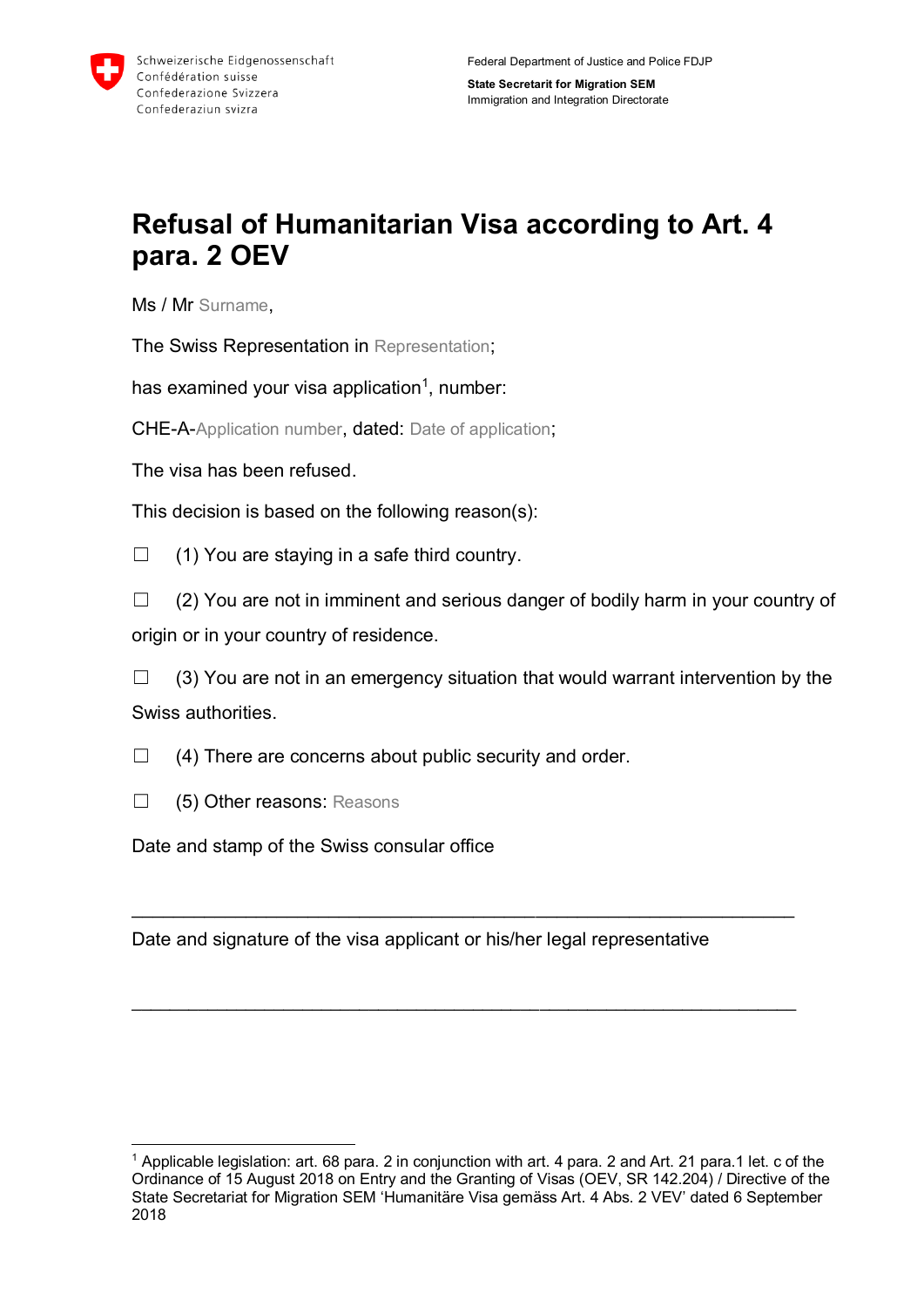Schweizerische Eidgenossenschaft
Confédération suisse
Confederazione Svizzera
Confederaziun svizra

Federal Department of Justice and Police FDJP

**State Secretarit for Migration SEM**
Immigration and Integration Directorate

# Refusal of Humanitarian Visa according to Art. 4 para. 2 OEV

Ms / Mr Surname,

The Swiss Representation in Representation;

has examined your visa application[1], number:

CHE-A-Application number, dated: Date of application;

The visa has been refused.

This decision is based on the following reason(s):

☐ (1) You are staying in a safe third country.

☐ (2) You are not in imminent and serious danger of bodily harm in your country of origin or in your country of residence.

☐ (3) You are not in an emergency situation that would warrant intervention by the Swiss authorities.

☐ (4) There are concerns about public security and order.

☐ (5) Other reasons: Reasons

Date and stamp of the Swiss consular office

\_\_\_\_\_\_\_\_\_\_\_\_\_\_\_\_\_\_\_\_\_\_\_\_\_\_\_\_\_\_\_\_\_\_\_\_\_\_\_\_\_\_\_\_\_\_\_\_\_\_\_\_\_\_\_\_\_\_

Date and signature of the visa applicant or his/her legal representative

\_\_\_\_\_\_\_\_\_\_\_\_\_\_\_\_\_\_\_\_\_\_\_\_\_\_\_\_\_\_\_\_\_\_\_\_\_\_\_\_\_\_\_\_\_\_\_\_\_\_\_\_\_\_\_\_\_\_

[1] Applicable legislation: art. 68 para. 2 in conjunction with art. 4 para. 2 and Art. 21 para.1 let. c of the Ordinance of 15 August 2018 on Entry and the Granting of Visas (OEV, SR 142.204) / Directive of the State Secretariat for Migration SEM 'Humanitäre Visa gemäss Art. 4 Abs. 2 VEV' dated 6 September 2018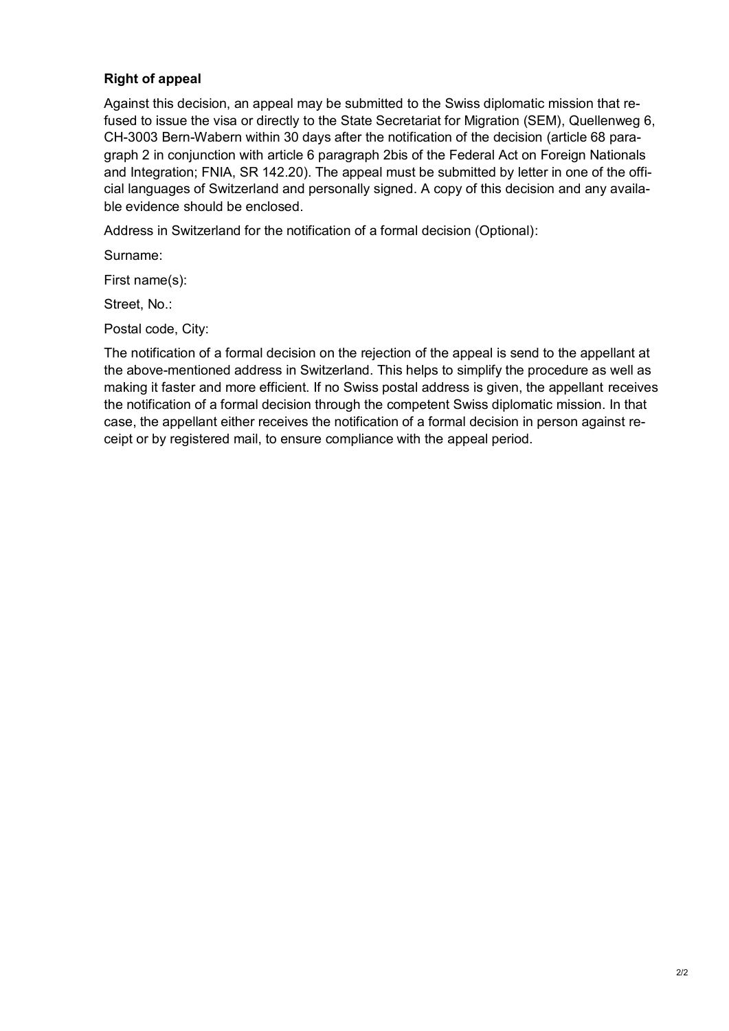**Right of appeal**

Against this decision, an appeal may be submitted to the Swiss diplomatic mission that refused to issue the visa or directly to the State Secretariat for Migration (SEM), Quellenweg 6, CH-3003 Bern-Wabern within 30 days after the notification of the decision (article 68 paragraph 2 in conjunction with article 6 paragraph 2bis of the Federal Act on Foreign Nationals and Integration; FNIA, SR 142.20). The appeal must be submitted by letter in one of the official languages of Switzerland and personally signed. A copy of this decision and any available evidence should be enclosed.

Address in Switzerland for the notification of a formal decision (Optional):

Surname:

First name(s):

Street, No.:

Postal code, City:

The notification of a formal decision on the rejection of the appeal is send to the appellant at the above-mentioned address in Switzerland. This helps to simplify the procedure as well as making it faster and more efficient. If no Swiss postal address is given, the appellant receives the notification of a formal decision through the competent Swiss diplomatic mission. In that case, the appellant either receives the notification of a formal decision in person against receipt or by registered mail, to ensure compliance with the appeal period.